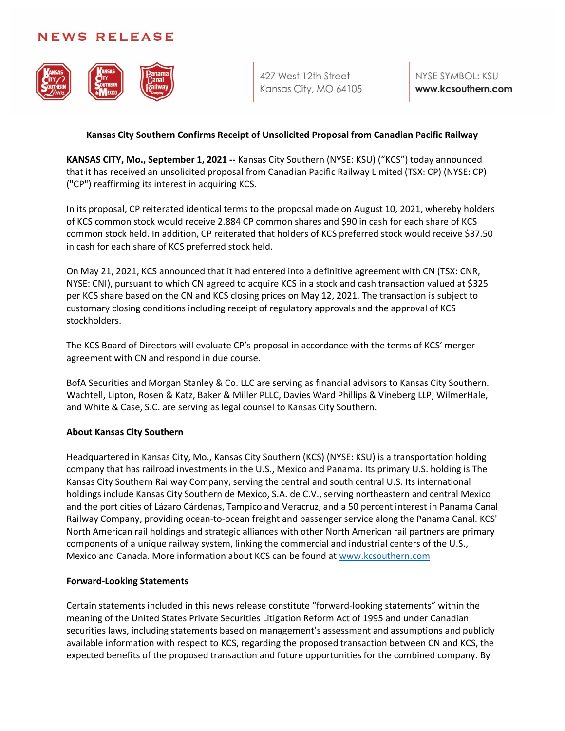# NEWS RELEASE

427 West 12th Street
Kansas City, MO 64105

NYSE SYMBOL: KSU
**www.kcsouthern.com**

**Kansas City Southern Confirms Receipt of Unsolicited Proposal from Canadian Pacific Railway**

**KANSAS CITY, Mo., September 1, 2021 --** Kansas City Southern (NYSE: KSU) ("KCS") today announced that it has received an unsolicited proposal from Canadian Pacific Railway Limited (TSX: CP) (NYSE: CP) ("CP") reaffirming its interest in acquiring KCS.

In its proposal, CP reiterated identical terms to the proposal made on August 10, 2021, whereby holders of KCS common stock would receive 2.884 CP common shares and $90 in cash for each share of KCS common stock held. In addition, CP reiterated that holders of KCS preferred stock would receive $37.50 in cash for each share of KCS preferred stock held.

On May 21, 2021, KCS announced that it had entered into a definitive agreement with CN (TSX: CNR, NYSE: CNI), pursuant to which CN agreed to acquire KCS in a stock and cash transaction valued at $325 per KCS share based on the CN and KCS closing prices on May 12, 2021. The transaction is subject to customary closing conditions including receipt of regulatory approvals and the approval of KCS stockholders.

The KCS Board of Directors will evaluate CP's proposal in accordance with the terms of KCS' merger agreement with CN and respond in due course.

BofA Securities and Morgan Stanley & Co. LLC are serving as financial advisors to Kansas City Southern. Wachtell, Lipton, Rosen & Katz, Baker & Miller PLLC, Davies Ward Phillips & Vineberg LLP, WilmerHale, and White & Case, S.C. are serving as legal counsel to Kansas City Southern.

**About Kansas City Southern**

Headquartered in Kansas City, Mo., Kansas City Southern (KCS) (NYSE: KSU) is a transportation holding company that has railroad investments in the U.S., Mexico and Panama. Its primary U.S. holding is The Kansas City Southern Railway Company, serving the central and south central U.S. Its international holdings include Kansas City Southern de Mexico, S.A. de C.V., serving northeastern and central Mexico and the port cities of Lázaro Cárdenas, Tampico and Veracruz, and a 50 percent interest in Panama Canal Railway Company, providing ocean-to-ocean freight and passenger service along the Panama Canal. KCS' North American rail holdings and strategic alliances with other North American rail partners are primary components of a unique railway system, linking the commercial and industrial centers of the U.S., Mexico and Canada. More information about KCS can be found at www.kcsouthern.com

**Forward-Looking Statements**

Certain statements included in this news release constitute "forward-looking statements" within the meaning of the United States Private Securities Litigation Reform Act of 1995 and under Canadian securities laws, including statements based on management's assessment and assumptions and publicly available information with respect to KCS, regarding the proposed transaction between CN and KCS, the expected benefits of the proposed transaction and future opportunities for the combined company. By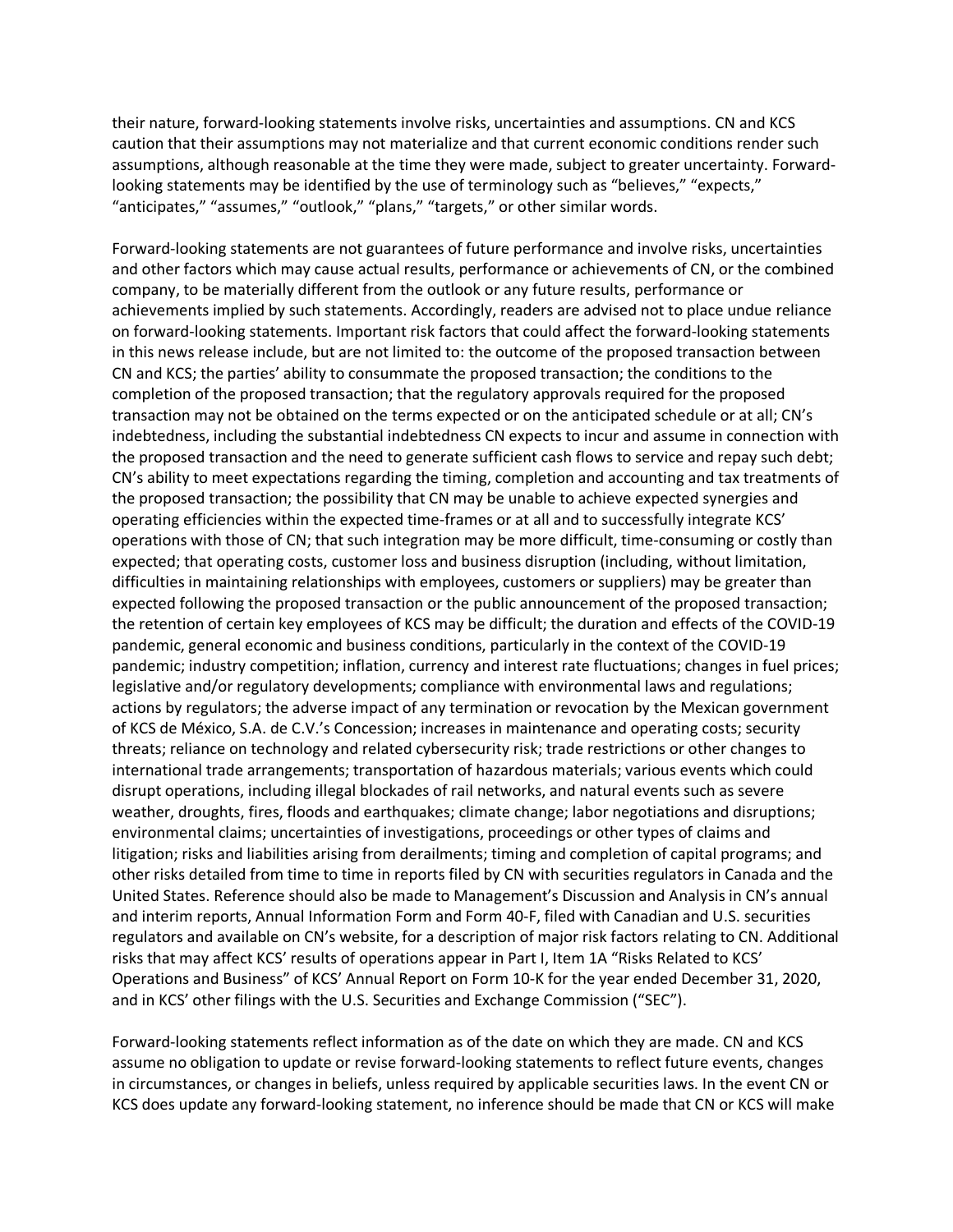their nature, forward-looking statements involve risks, uncertainties and assumptions. CN and KCS caution that their assumptions may not materialize and that current economic conditions render such assumptions, although reasonable at the time they were made, subject to greater uncertainty. Forward-looking statements may be identified by the use of terminology such as "believes," "expects," "anticipates," "assumes," "outlook," "plans," "targets," or other similar words.

Forward-looking statements are not guarantees of future performance and involve risks, uncertainties and other factors which may cause actual results, performance or achievements of CN, or the combined company, to be materially different from the outlook or any future results, performance or achievements implied by such statements. Accordingly, readers are advised not to place undue reliance on forward-looking statements. Important risk factors that could affect the forward-looking statements in this news release include, but are not limited to: the outcome of the proposed transaction between CN and KCS; the parties' ability to consummate the proposed transaction; the conditions to the completion of the proposed transaction; that the regulatory approvals required for the proposed transaction may not be obtained on the terms expected or on the anticipated schedule or at all; CN's indebtedness, including the substantial indebtedness CN expects to incur and assume in connection with the proposed transaction and the need to generate sufficient cash flows to service and repay such debt; CN's ability to meet expectations regarding the timing, completion and accounting and tax treatments of the proposed transaction; the possibility that CN may be unable to achieve expected synergies and operating efficiencies within the expected time-frames or at all and to successfully integrate KCS' operations with those of CN; that such integration may be more difficult, time-consuming or costly than expected; that operating costs, customer loss and business disruption (including, without limitation, difficulties in maintaining relationships with employees, customers or suppliers) may be greater than expected following the proposed transaction or the public announcement of the proposed transaction; the retention of certain key employees of KCS may be difficult; the duration and effects of the COVID-19 pandemic, general economic and business conditions, particularly in the context of the COVID-19 pandemic; industry competition; inflation, currency and interest rate fluctuations; changes in fuel prices; legislative and/or regulatory developments; compliance with environmental laws and regulations; actions by regulators; the adverse impact of any termination or revocation by the Mexican government of KCS de México, S.A. de C.V.'s Concession; increases in maintenance and operating costs; security threats; reliance on technology and related cybersecurity risk; trade restrictions or other changes to international trade arrangements; transportation of hazardous materials; various events which could disrupt operations, including illegal blockades of rail networks, and natural events such as severe weather, droughts, fires, floods and earthquakes; climate change; labor negotiations and disruptions; environmental claims; uncertainties of investigations, proceedings or other types of claims and litigation; risks and liabilities arising from derailments; timing and completion of capital programs; and other risks detailed from time to time in reports filed by CN with securities regulators in Canada and the United States. Reference should also be made to Management's Discussion and Analysis in CN's annual and interim reports, Annual Information Form and Form 40-F, filed with Canadian and U.S. securities regulators and available on CN's website, for a description of major risk factors relating to CN. Additional risks that may affect KCS' results of operations appear in Part I, Item 1A "Risks Related to KCS' Operations and Business" of KCS' Annual Report on Form 10-K for the year ended December 31, 2020, and in KCS' other filings with the U.S. Securities and Exchange Commission ("SEC").

Forward-looking statements reflect information as of the date on which they are made. CN and KCS assume no obligation to update or revise forward-looking statements to reflect future events, changes in circumstances, or changes in beliefs, unless required by applicable securities laws. In the event CN or KCS does update any forward-looking statement, no inference should be made that CN or KCS will make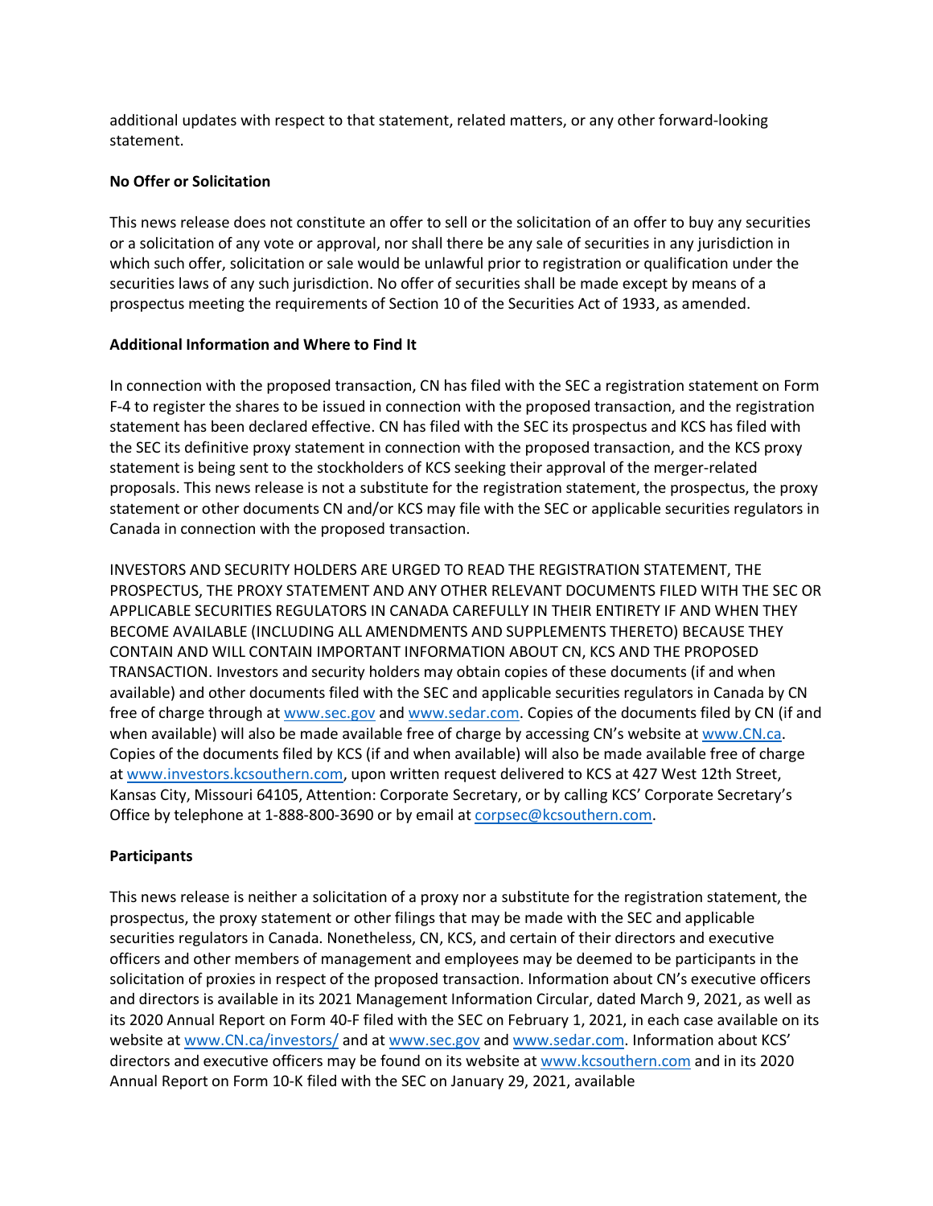additional updates with respect to that statement, related matters, or any other forward-looking statement.

**No Offer or Solicitation**

This news release does not constitute an offer to sell or the solicitation of an offer to buy any securities or a solicitation of any vote or approval, nor shall there be any sale of securities in any jurisdiction in which such offer, solicitation or sale would be unlawful prior to registration or qualification under the securities laws of any such jurisdiction. No offer of securities shall be made except by means of a prospectus meeting the requirements of Section 10 of the Securities Act of 1933, as amended.

**Additional Information and Where to Find It**

In connection with the proposed transaction, CN has filed with the SEC a registration statement on Form F-4 to register the shares to be issued in connection with the proposed transaction, and the registration statement has been declared effective. CN has filed with the SEC its prospectus and KCS has filed with the SEC its definitive proxy statement in connection with the proposed transaction, and the KCS proxy statement is being sent to the stockholders of KCS seeking their approval of the merger-related proposals. This news release is not a substitute for the registration statement, the prospectus, the proxy statement or other documents CN and/or KCS may file with the SEC or applicable securities regulators in Canada in connection with the proposed transaction.

INVESTORS AND SECURITY HOLDERS ARE URGED TO READ THE REGISTRATION STATEMENT, THE PROSPECTUS, THE PROXY STATEMENT AND ANY OTHER RELEVANT DOCUMENTS FILED WITH THE SEC OR APPLICABLE SECURITIES REGULATORS IN CANADA CAREFULLY IN THEIR ENTIRETY IF AND WHEN THEY BECOME AVAILABLE (INCLUDING ALL AMENDMENTS AND SUPPLEMENTS THERETO) BECAUSE THEY CONTAIN AND WILL CONTAIN IMPORTANT INFORMATION ABOUT CN, KCS AND THE PROPOSED TRANSACTION. Investors and security holders may obtain copies of these documents (if and when available) and other documents filed with the SEC and applicable securities regulators in Canada by CN free of charge through at www.sec.gov and www.sedar.com. Copies of the documents filed by CN (if and when available) will also be made available free of charge by accessing CN's website at www.CN.ca. Copies of the documents filed by KCS (if and when available) will also be made available free of charge at www.investors.kcsouthern.com, upon written request delivered to KCS at 427 West 12th Street, Kansas City, Missouri 64105, Attention: Corporate Secretary, or by calling KCS' Corporate Secretary's Office by telephone at 1-888-800-3690 or by email at corpsec@kcsouthern.com.

**Participants**

This news release is neither a solicitation of a proxy nor a substitute for the registration statement, the prospectus, the proxy statement or other filings that may be made with the SEC and applicable securities regulators in Canada. Nonetheless, CN, KCS, and certain of their directors and executive officers and other members of management and employees may be deemed to be participants in the solicitation of proxies in respect of the proposed transaction. Information about CN's executive officers and directors is available in its 2021 Management Information Circular, dated March 9, 2021, as well as its 2020 Annual Report on Form 40-F filed with the SEC on February 1, 2021, in each case available on its website at www.CN.ca/investors/ and at www.sec.gov and www.sedar.com. Information about KCS' directors and executive officers may be found on its website at www.kcsouthern.com and in its 2020 Annual Report on Form 10-K filed with the SEC on January 29, 2021, available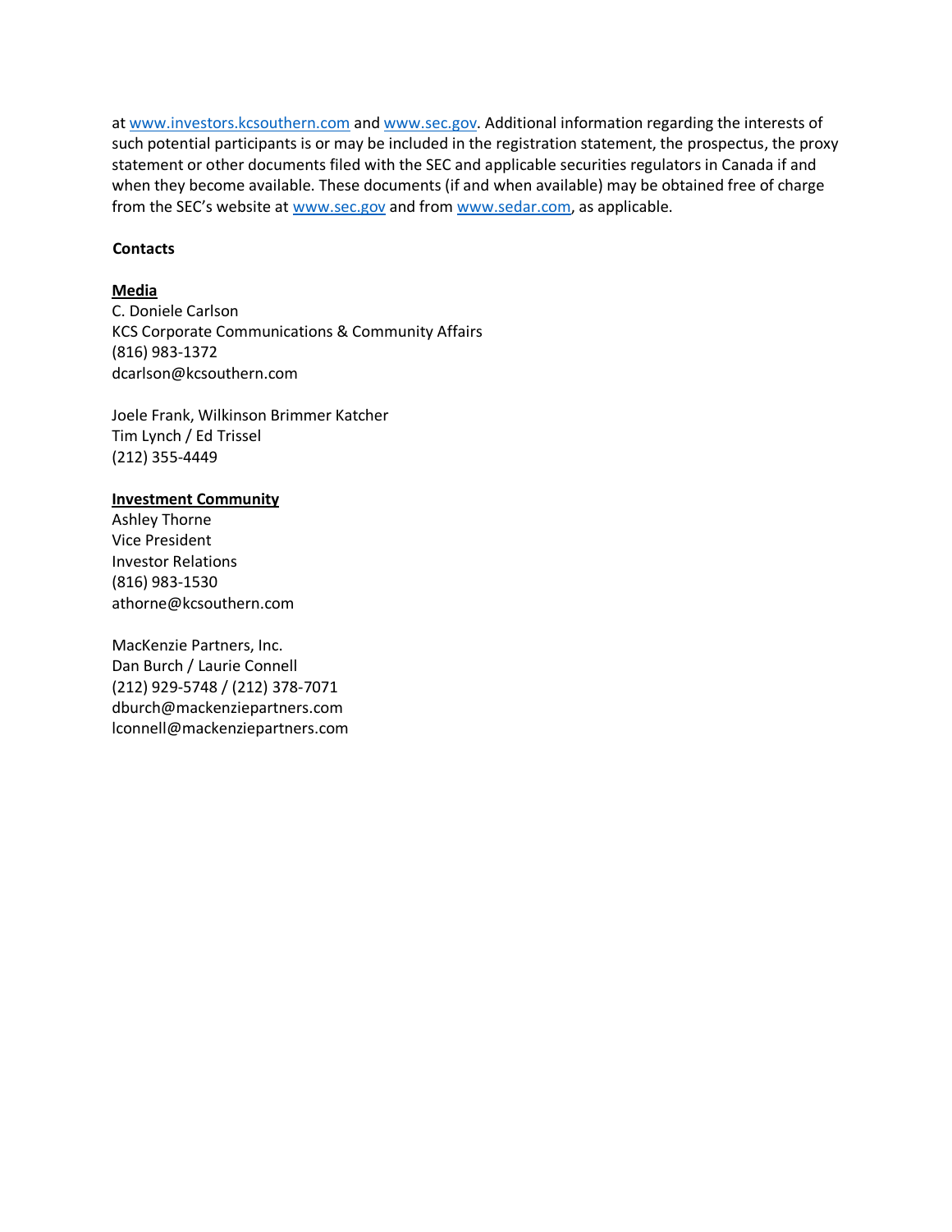at www.investors.kcsouthern.com and www.sec.gov. Additional information regarding the interests of such potential participants is or may be included in the registration statement, the prospectus, the proxy statement or other documents filed with the SEC and applicable securities regulators in Canada if and when they become available. These documents (if and when available) may be obtained free of charge from the SEC's website at www.sec.gov and from www.sedar.com, as applicable.

**Contacts**

**Media**

C. Doniele Carlson
KCS Corporate Communications & Community Affairs
(816) 983-1372
dcarlson@kcsouthern.com

Joele Frank, Wilkinson Brimmer Katcher
Tim Lynch / Ed Trissel
(212) 355-4449

**Investment Community**

Ashley Thorne
Vice President
Investor Relations
(816) 983-1530
athorne@kcsouthern.com

MacKenzie Partners, Inc.
Dan Burch / Laurie Connell
(212) 929-5748 / (212) 378-7071
dburch@mackenziepartners.com
lconnell@mackenziepartners.com